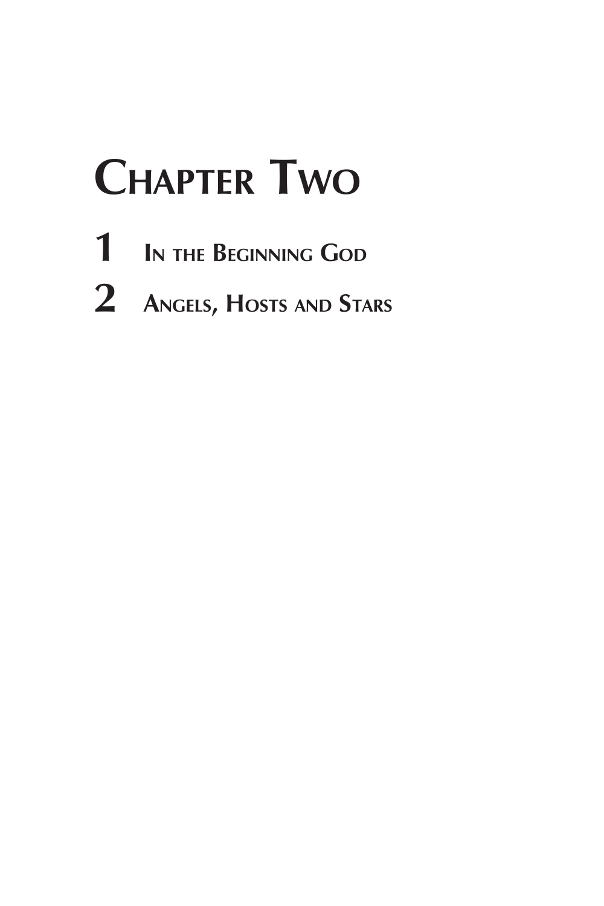# Chapter Two

1 In the Beginning God

2 Angels, Hosts and Stars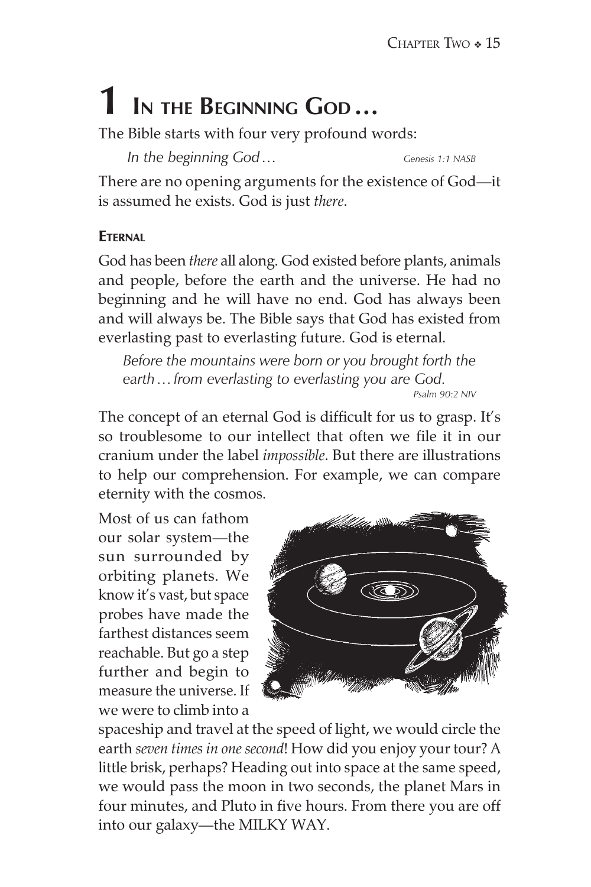# 1 In the Beginning God…

The Bible starts with four very profound words:

> *In the beginning God…* — Genesis 1:1 NASB

There are no opening arguments for the existence of God—it is assumed he exists. God is just *there*.

### Eternal

God has been *there* all along. God existed before plants, animals and people, before the earth and the universe. He had no beginning and he will have no end. God has always been and will always be. The Bible says that God has existed from everlasting past to everlasting future. God is eternal.

> *Before the mountains were born or you brought forth the earth… from everlasting to everlasting you are God.* — Psalm 90:2 NIV

The concept of an eternal God is difficult for us to grasp. It's so troublesome to our intellect that often we file it in our cranium under the label *impossible*. But there are illustrations to help our comprehension. For example, we can compare eternity with the cosmos.

Most of us can fathom our solar system—the sun surrounded by orbiting planets. We know it's vast, but space probes have made the farthest distances seem reachable. But go a step further and begin to measure the universe. If we were to climb into a spaceship and travel at the speed of light, we would circle the earth *seven times in one second*! How did you enjoy your tour? A little brisk, perhaps? Heading out into space at the same speed, we would pass the moon in two seconds, the planet Mars in four minutes, and Pluto in five hours. From there you are off into our galaxy—the MILKY WAY.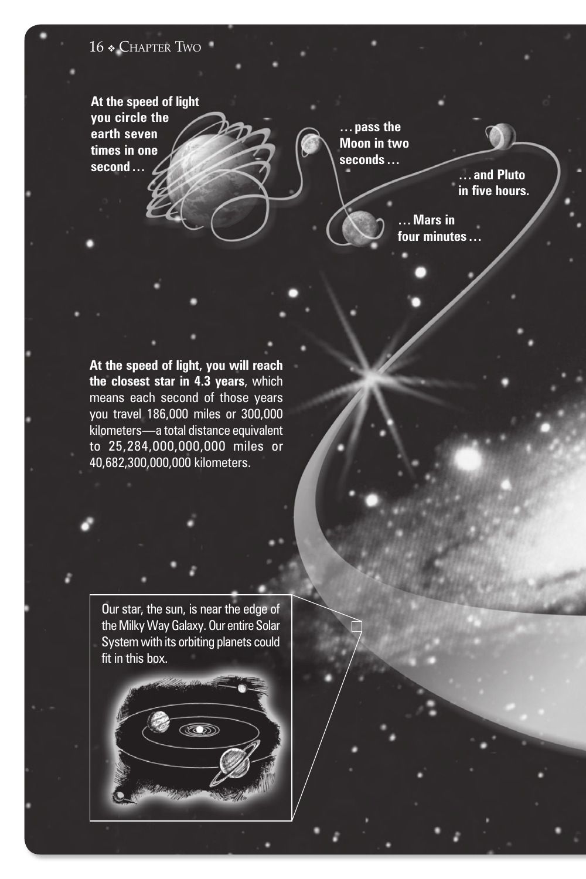**At the speed of light you circle the earth seven times in one second . . .**

**. . . pass the Moon in two seconds . . .**

**. . . Mars in four minutes . . .**

**. . . and Pluto in five hours.**

**At the speed of light, you will reach the closest star in 4.3 years**, which means each second of those years you travel 186,000 miles or 300,000 kilometers—a total distance equivalent to 25,284,000,000,000 miles or 40,682,300,000,000 kilometers.

Our star, the sun, is near the edge of the Milky Way Galaxy. Our entire Solar System with its orbiting planets could fit in this box.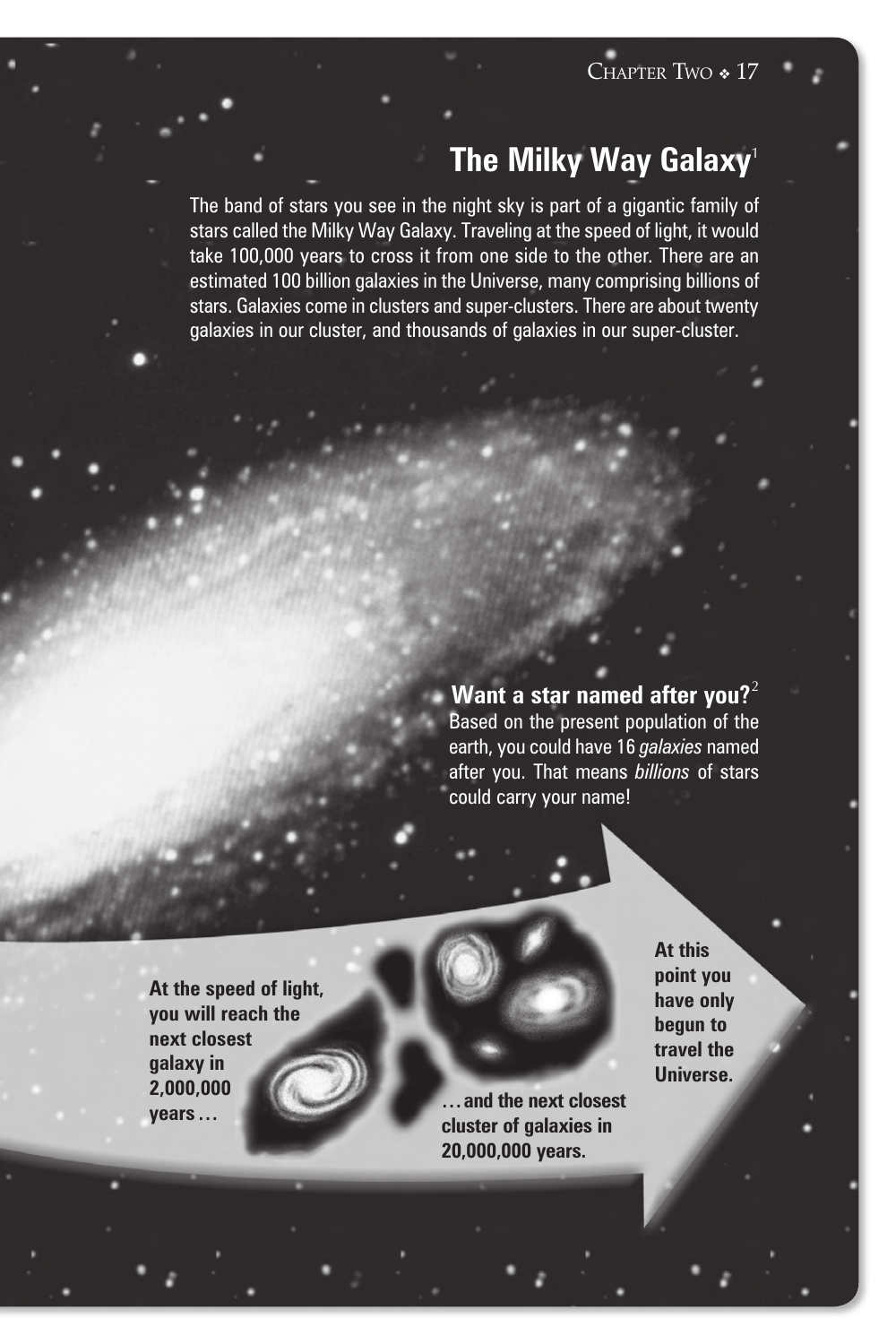## The Milky Way Galaxy[1]

The band of stars you see in the night sky is part of a gigantic family of stars called the Milky Way Galaxy. Traveling at the speed of light, it would take 100,000 years to cross it from one side to the other. There are an estimated 100 billion galaxies in the Universe, many comprising billions of stars. Galaxies come in clusters and super-clusters. There are about twenty galaxies in our cluster, and thousands of galaxies in our super-cluster.

**Want a star named after you?**[2]

Based on the present population of the earth, you could have 16 *galaxies* named after you. That means *billions* of stars could carry your name!

**At the speed of light, you will reach the next closest galaxy in 2,000,000 years . . .**

**. . . and the next closest cluster of galaxies in 20,000,000 years.**

**At this point you have only begun to travel the Universe.**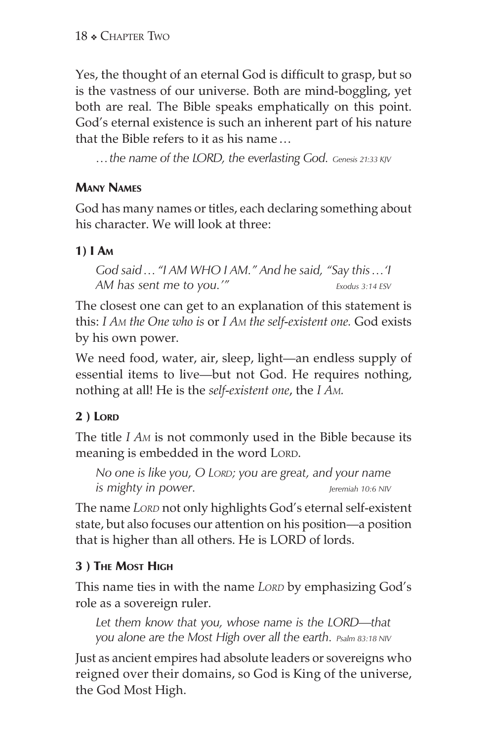Yes, the thought of an eternal God is difficult to grasp, but so is the vastness of our universe. Both are mind-boggling, yet both are real. The Bible speaks emphatically on this point. God's eternal existence is such an inherent part of his nature that the Bible refers to it as his name…

> *…the name of the LORD, the everlasting God.* *Genesis 21:33 KJV*

### Many Names

God has many names or titles, each declaring something about his character. We will look at three:

#### 1) I Am

> *God said… "I AM WHO I AM." And he said, "Say this…'I AM has sent me to you.'"* *Exodus 3:14 ESV*

The closest one can get to an explanation of this statement is this: *I Am the One who is* or *I Am the self-existent one.* God exists by his own power.

We need food, water, air, sleep, light—an endless supply of essential items to live—but not God. He requires nothing, nothing at all! He is the *self-existent one*, the *I Am.*

#### 2 ) Lord

The title *I Am* is not commonly used in the Bible because its meaning is embedded in the word Lord.

> *No one is like you, O Lord; you are great, and your name is mighty in power.* *Jeremiah 10:6 NIV*

The name *Lord* not only highlights God's eternal self-existent state, but also focuses our attention on his position—a position that is higher than all others. He is LORD of lords.

#### 3 ) The Most High

This name ties in with the name *Lord* by emphasizing God's role as a sovereign ruler.

> *Let them know that you, whose name is the LORD—that you alone are the Most High over all the earth.* *Psalm 83:18 NIV*

Just as ancient empires had absolute leaders or sovereigns who reigned over their domains, so God is King of the universe, the God Most High.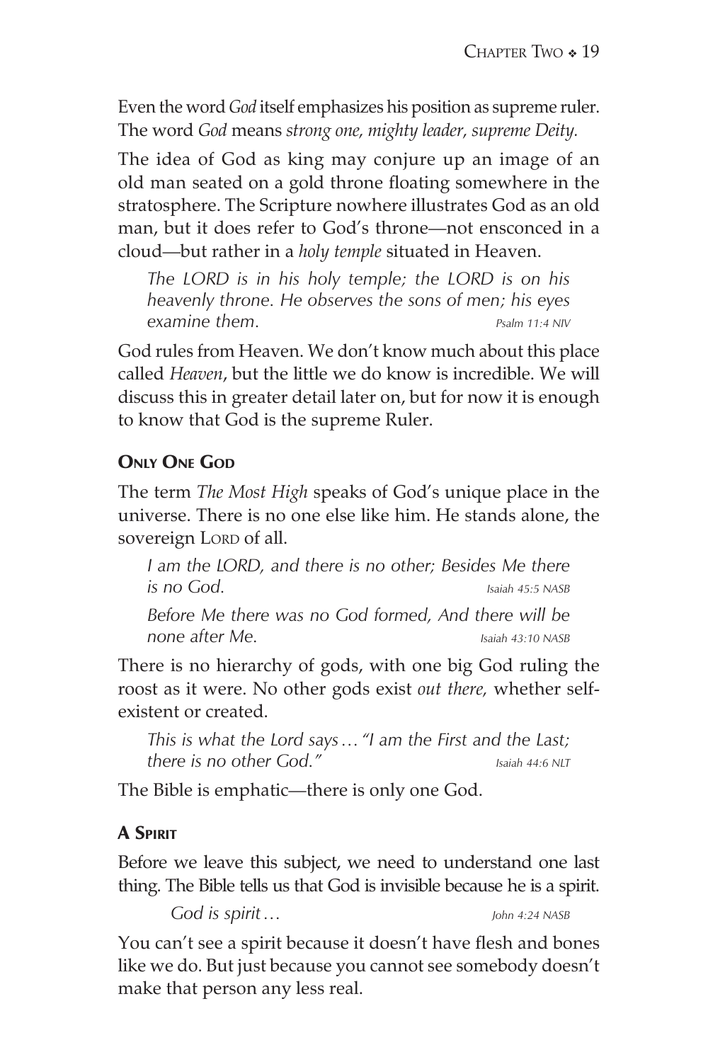Even the word *God* itself emphasizes his position as supreme ruler. The word *God* means *strong one, mighty leader, supreme Deity.*

The idea of God as king may conjure up an image of an old man seated on a gold throne floating somewhere in the stratosphere. The Scripture nowhere illustrates God as an old man, but it does refer to God's throne—not ensconced in a cloud—but rather in a *holy temple* situated in Heaven.

> *The LORD is in his holy temple; the LORD is on his heavenly throne. He observes the sons of men; his eyes examine them.* Psalm 11:4 NIV

God rules from Heaven. We don't know much about this place called *Heaven*, but the little we do know is incredible. We will discuss this in greater detail later on, but for now it is enough to know that God is the supreme Ruler.

### Only One God

The term *The Most High* speaks of God's unique place in the universe. There is no one else like him. He stands alone, the sovereign Lord of all.

> *I am the LORD, and there is no other; Besides Me there is no God.* Isaiah 45:5 NASB

> *Before Me there was no God formed, And there will be none after Me.* Isaiah 43:10 NASB

There is no hierarchy of gods, with one big God ruling the roost as it were. No other gods exist *out there,* whether self-existent or created.

> *This is what the Lord says … "I am the First and the Last; there is no other God."* Isaiah 44:6 NLT

The Bible is emphatic—there is only one God.

### A Spirit

Before we leave this subject, we need to understand one last thing. The Bible tells us that God is invisible because he is a spirit.

> *God is spirit …* John 4:24 NASB

You can't see a spirit because it doesn't have flesh and bones like we do. But just because you cannot see somebody doesn't make that person any less real.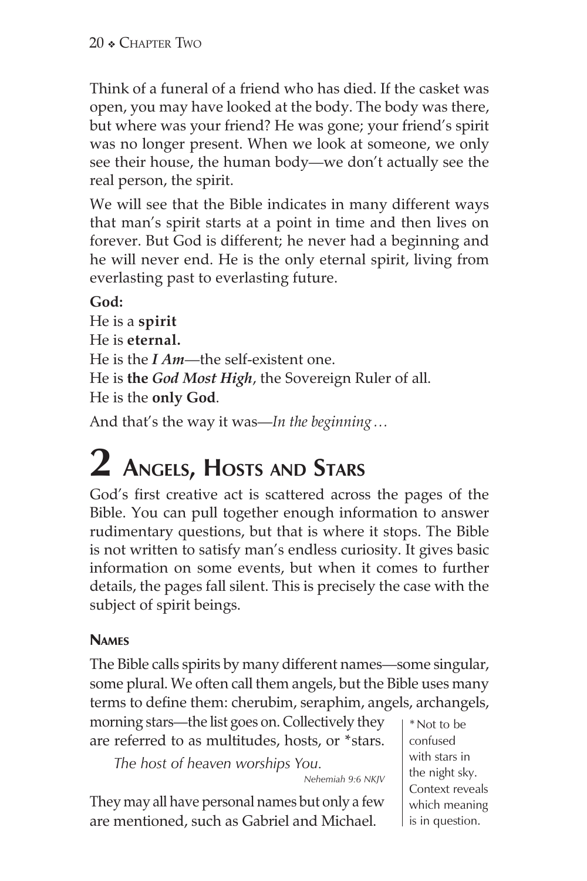Think of a funeral of a friend who has died. If the casket was open, you may have looked at the body. The body was there, but where was your friend? He was gone; your friend's spirit was no longer present. When we look at someone, we only see their house, the human body—we don't actually see the real person, the spirit.

We will see that the Bible indicates in many different ways that man's spirit starts at a point in time and then lives on forever. But God is different; he never had a beginning and he will never end. He is the only eternal spirit, living from everlasting past to everlasting future.

**God:**
He is a **spirit**
He is **eternal.**
He is the ***I Am***—the self-existent one.
He is **the *God Most High***, the Sovereign Ruler of all.
He is the **only God**.

And that's the way it was—*In the beginning…*

# 2 Angels, Hosts and Stars

God's first creative act is scattered across the pages of the Bible. You can pull together enough information to answer rudimentary questions, but that is where it stops. The Bible is not written to satisfy man's endless curiosity. It gives basic information on some events, but when it comes to further details, the pages fall silent. This is precisely the case with the subject of spirit beings.

### Names

The Bible calls spirits by many different names—some singular, some plural. We often call them angels, but the Bible uses many terms to define them: cherubim, seraphim, angels, archangels, morning stars—the list goes on. Collectively they are referred to as multitudes, hosts, or *stars.

> *The host of heaven worships You.*
> Nehemiah 9:6 NKJV

They may all have personal names but only a few are mentioned, such as Gabriel and Michael.

*Not to be confused with stars in the night sky. Context reveals which meaning is in question.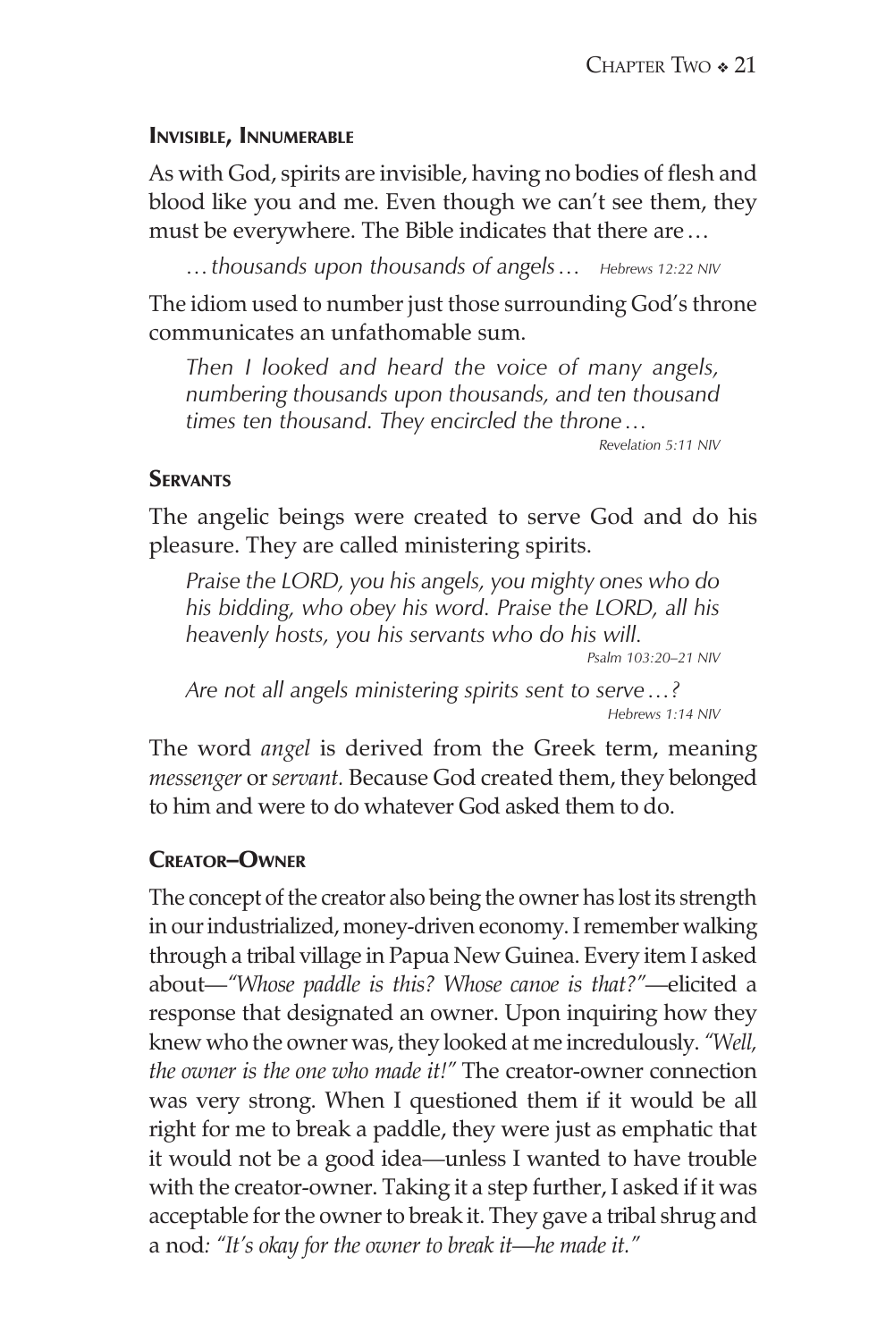### Invisible, Innumerable

As with God, spirits are invisible, having no bodies of flesh and blood like you and me. Even though we can't see them, they must be everywhere. The Bible indicates that there are…

> *…thousands upon thousands of angels…* Hebrews 12:22 NIV

The idiom used to number just those surrounding God's throne communicates an unfathomable sum.

> *Then I looked and heard the voice of many angels, numbering thousands upon thousands, and ten thousand times ten thousand. They encircled the throne…*
>
> Revelation 5:11 NIV

### Servants

The angelic beings were created to serve God and do his pleasure. They are called ministering spirits.

> *Praise the LORD, you his angels, you mighty ones who do his bidding, who obey his word. Praise the LORD, all his heavenly hosts, you his servants who do his will.*
>
> Psalm 103:20–21 NIV

> *Are not all angels ministering spirits sent to serve…?*
>
> Hebrews 1:14 NIV

The word *angel* is derived from the Greek term, meaning *messenger* or *servant.* Because God created them, they belonged to him and were to do whatever God asked them to do.

### Creator–Owner

The concept of the creator also being the owner has lost its strength in our industrialized, money-driven economy. I remember walking through a tribal village in Papua New Guinea. Every item I asked about—*"Whose paddle is this? Whose canoe is that?"*—elicited a response that designated an owner. Upon inquiring how they knew who the owner was, they looked at me incredulously. *"Well, the owner is the one who made it!"* The creator-owner connection was very strong. When I questioned them if it would be all right for me to break a paddle, they were just as emphatic that it would not be a good idea—unless I wanted to have trouble with the creator-owner. Taking it a step further, I asked if it was acceptable for the owner to break it. They gave a tribal shrug and a nod*: "It's okay for the owner to break it—he made it."*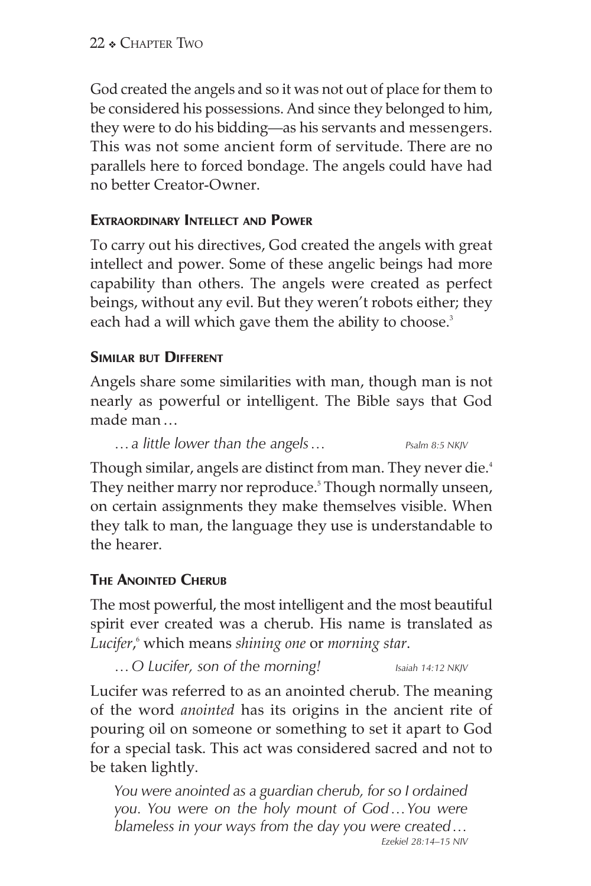God created the angels and so it was not out of place for them to be considered his possessions. And since they belonged to him, they were to do his bidding—as his servants and messengers. This was not some ancient form of servitude. There are no parallels here to forced bondage. The angels could have had no better Creator-Owner.

### Extraordinary Intellect and Power

To carry out his directives, God created the angels with great intellect and power. Some of these angelic beings had more capability than others. The angels were created as perfect beings, without any evil. But they weren't robots either; they each had a will which gave them the ability to choose.[3]

### Similar but Different

Angels share some similarities with man, though man is not nearly as powerful or intelligent. The Bible says that God made man …

> *… a little lower than the angels …* Psalm 8:5 NKJV

Though similar, angels are distinct from man. They never die.[4] They neither marry nor reproduce.[5] Though normally unseen, on certain assignments they make themselves visible. When they talk to man, the language they use is understandable to the hearer.

### The Anointed Cherub

The most powerful, the most intelligent and the most beautiful spirit ever created was a cherub. His name is translated as *Lucifer*,[6] which means *shining one* or *morning star*.

> *… O Lucifer, son of the morning!* Isaiah 14:12 NKJV

Lucifer was referred to as an anointed cherub. The meaning of the word *anointed* has its origins in the ancient rite of pouring oil on someone or something to set it apart to God for a special task. This act was considered sacred and not to be taken lightly.

> *You were anointed as a guardian cherub, for so I ordained you. You were on the holy mount of God … You were blameless in your ways from the day you were created …* Ezekiel 28:14–15 NIV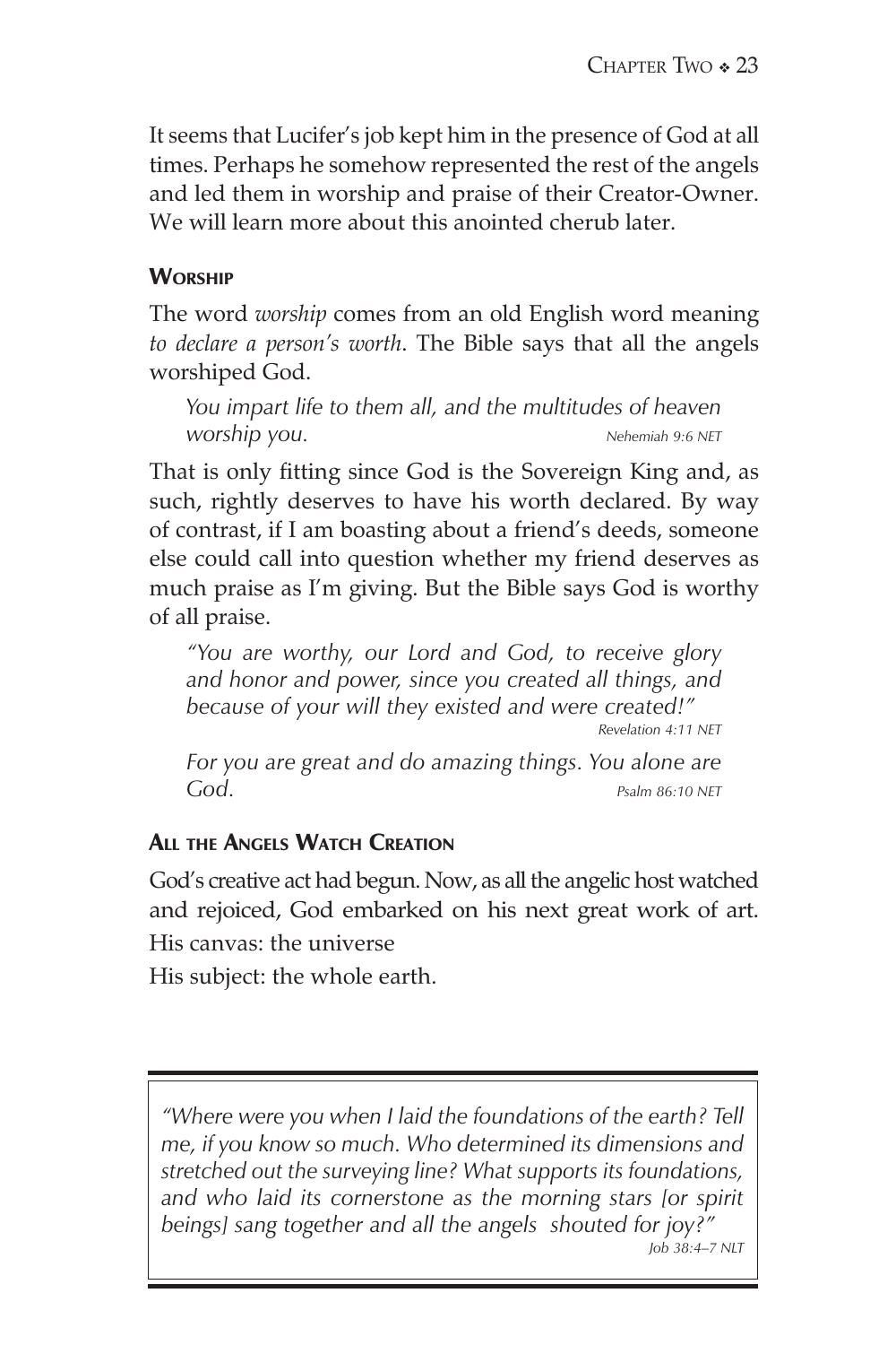It seems that Lucifer's job kept him in the presence of God at all times. Perhaps he somehow represented the rest of the angels and led them in worship and praise of their Creator-Owner. We will learn more about this anointed cherub later.

### Worship

The word *worship* comes from an old English word meaning *to declare a person's worth*. The Bible says that all the angels worshiped God.

> *You impart life to them all, and the multitudes of heaven worship you.* Nehemiah 9:6 NET

That is only fitting since God is the Sovereign King and, as such, rightly deserves to have his worth declared. By way of contrast, if I am boasting about a friend's deeds, someone else could call into question whether my friend deserves as much praise as I'm giving. But the Bible says God is worthy of all praise.

> *"You are worthy, our Lord and God, to receive glory and honor and power, since you created all things, and because of your will they existed and were created!"* Revelation 4:11 NET

> *For you are great and do amazing things. You alone are God.* Psalm 86:10 NET

### All the Angels Watch Creation

God's creative act had begun. Now, as all the angelic host watched and rejoiced, God embarked on his next great work of art.
His canvas: the universe
His subject: the whole earth.

> *"Where were you when I laid the foundations of the earth? Tell me, if you know so much. Who determined its dimensions and stretched out the surveying line? What supports its foundations, and who laid its cornerstone as the morning stars [or spirit beings] sang together and all the angels shouted for joy?"* Job 38:4–7 NLT